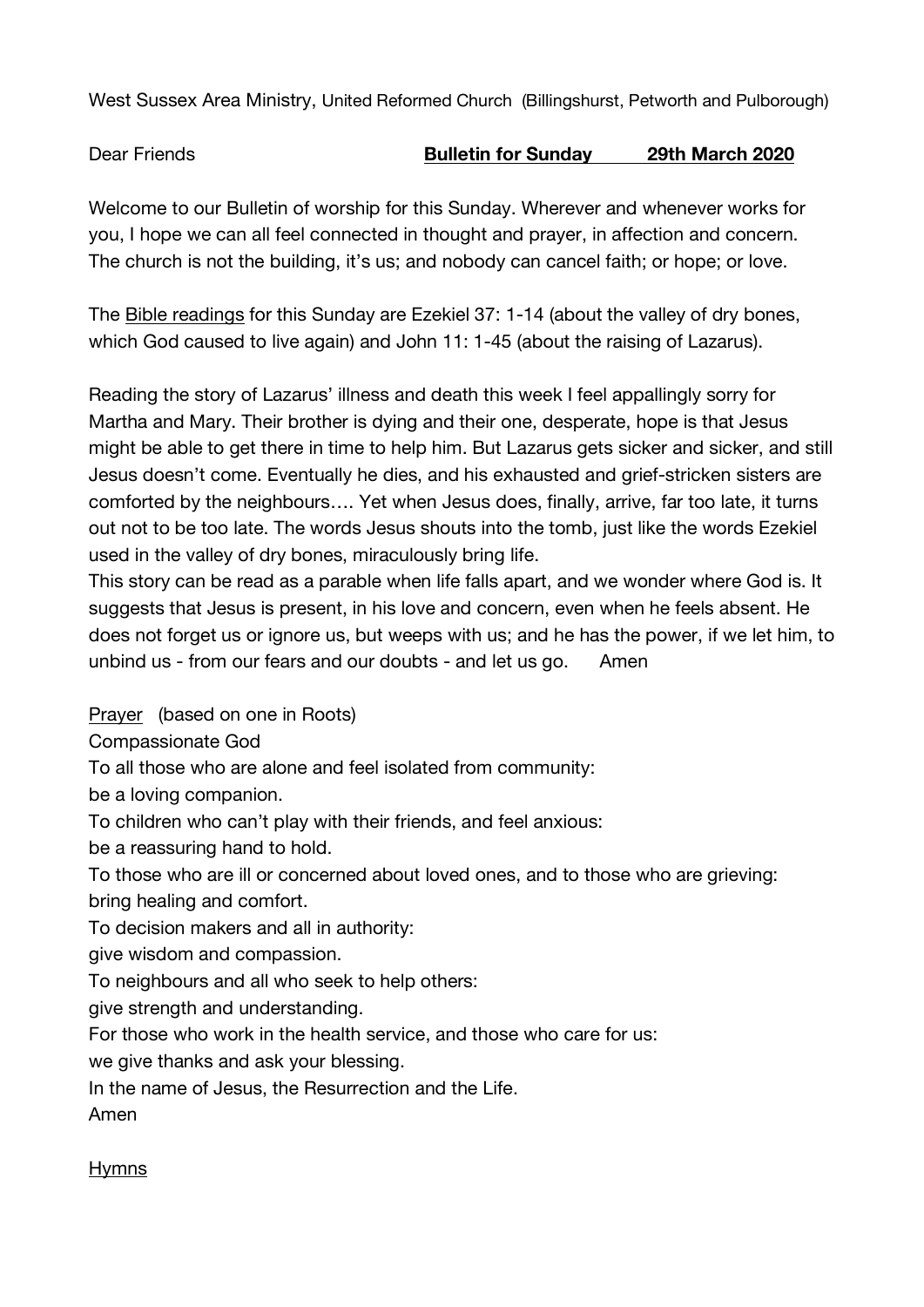West Sussex Area Ministry, United Reformed Church (Billingshurst, Petworth and Pulborough)

Dear Friends **Bulletin for Sunday 29th March 2020**

Welcome to our Bulletin of worship for this Sunday. Wherever and whenever works for you, I hope we can all feel connected in thought and prayer, in affection and concern. The church is not the building, it's us; and nobody can cancel faith; or hope; or love.

The Bible readings for this Sunday are Ezekiel 37: 1-14 (about the valley of dry bones, which God caused to live again) and John 11: 1-45 (about the raising of Lazarus).

Reading the story of Lazarus' illness and death this week I feel appallingly sorry for Martha and Mary. Their brother is dying and their one, desperate, hope is that Jesus might be able to get there in time to help him. But Lazarus gets sicker and sicker, and still Jesus doesn't come. Eventually he dies, and his exhausted and grief-stricken sisters are comforted by the neighbours…. Yet when Jesus does, finally, arrive, far too late, it turns out not to be too late. The words Jesus shouts into the tomb, just like the words Ezekiel used in the valley of dry bones, miraculously bring life.

This story can be read as a parable when life falls apart, and we wonder where God is. It suggests that Jesus is present, in his love and concern, even when he feels absent. He does not forget us or ignore us, but weeps with us; and he has the power, if we let him, to unbind us - from our fears and our doubts - and let us go. Amen

Prayer (based on one in Roots)

Compassionate God

To all those who are alone and feel isolated from community:

be a loving companion.

To children who can't play with their friends, and feel anxious:

be a reassuring hand to hold.

To those who are ill or concerned about loved ones, and to those who are grieving:

bring healing and comfort.

To decision makers and all in authority:

give wisdom and compassion.

To neighbours and all who seek to help others:

give strength and understanding.

For those who work in the health service, and those who care for us:

we give thanks and ask your blessing.

In the name of Jesus, the Resurrection and the Life.

Amen

Hymns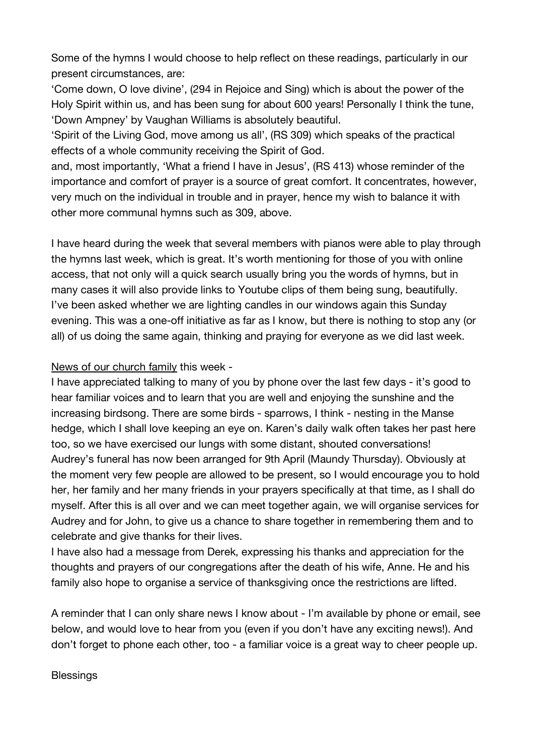Some of the hymns I would choose to help reflect on these readings, particularly in our present circumstances, are:

'Come down, O love divine', (294 in Rejoice and Sing) which is about the power of the Holy Spirit within us, and has been sung for about 600 years! Personally I think the tune, 'Down Ampney' by Vaughan Williams is absolutely beautiful.

'Spirit of the Living God, move among us all', (RS 309) which speaks of the practical effects of a whole community receiving the Spirit of God.

and, most importantly, 'What a friend I have in Jesus', (RS 413) whose reminder of the importance and comfort of prayer is a source of great comfort. It concentrates, however, very much on the individual in trouble and in prayer, hence my wish to balance it with other more communal hymns such as 309, above.

I have heard during the week that several members with pianos were able to play through the hymns last week, which is great. It's worth mentioning for those of you with online access, that not only will a quick search usually bring you the words of hymns, but in many cases it will also provide links to Youtube clips of them being sung, beautifully.
I've been asked whether we are lighting candles in our windows again this Sunday evening. This was a one-off initiative as far as I know, but there is nothing to stop any (or all) of us doing the same again, thinking and praying for everyone as we did last week.

<u>News of our church family</u> this week -

I have appreciated talking to many of you by phone over the last few days - it's good to hear familiar voices and to learn that you are well and enjoying the sunshine and the increasing birdsong. There are some birds - sparrows, I think - nesting in the Manse hedge, which I shall love keeping an eye on. Karen's daily walk often takes her past here too, so we have exercised our lungs with some distant, shouted conversations!

Audrey's funeral has now been arranged for 9th April (Maundy Thursday). Obviously at the moment very few people are allowed to be present, so I would encourage you to hold her, her family and her many friends in your prayers specifically at that time, as I shall do myself. After this is all over and we can meet together again, we will organise services for Audrey and for John, to give us a chance to share together in remembering them and to celebrate and give thanks for their lives.

I have also had a message from Derek, expressing his thanks and appreciation for the thoughts and prayers of our congregations after the death of his wife, Anne. He and his family also hope to organise a service of thanksgiving once the restrictions are lifted.

A reminder that I can only share news I know about - I'm available by phone or email, see below, and would love to hear from you (even if you don't have any exciting news!). And don't forget to phone each other, too - a familiar voice is a great way to cheer people up.

Blessings